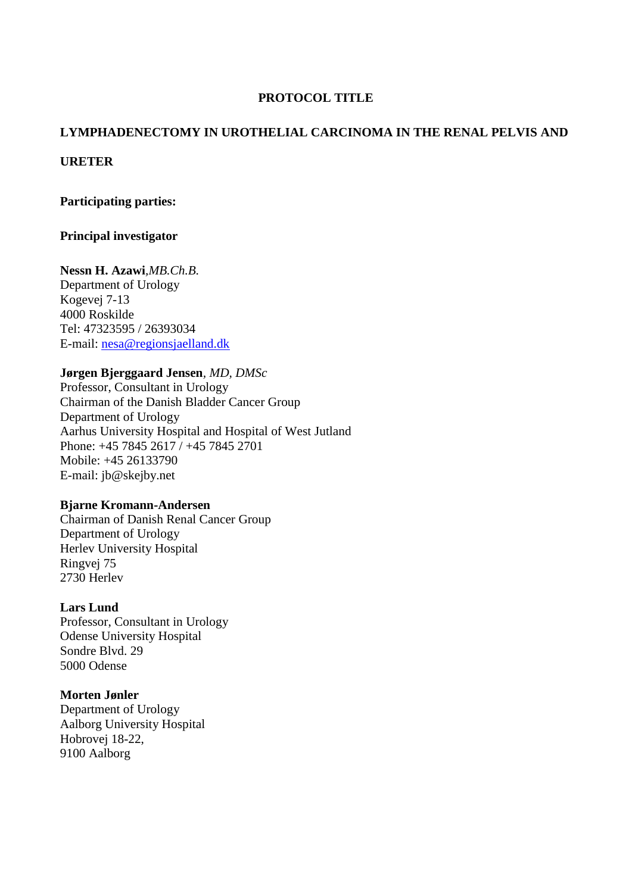# PROTOCOL TITLE

## LYMPHADENECTOMY IN UROTHELIAL CARCINOMA IN THE RENAL PELVIS AND URETER

**Participating parties:**

**Principal investigator**

**Nessn H. Azawi**,*MB.Ch.B.*
Department of Urology
Kogevej 7-13
4000 Roskilde
Tel: 47323595 / 26393034
E-mail: nesa@regionsjaelland.dk

**Jørgen Bjerggaard Jensen**, *MD, DMSc*
Professor, Consultant in Urology
Chairman of the Danish Bladder Cancer Group
Department of Urology
Aarhus University Hospital and Hospital of West Jutland
Phone: +45 7845 2617 / +45 7845 2701
Mobile: +45 26133790
E-mail: jb@skejby.net

**Bjarne Kromann-Andersen**
Chairman of Danish Renal Cancer Group
Department of Urology
Herlev University Hospital
Ringvej 75
2730 Herlev

**Lars Lund**
Professor, Consultant in Urology
Odense University Hospital
Sondre Blvd. 29
5000 Odense

**Morten Jønler**
Department of Urology
Aalborg University Hospital
Hobrovej 18-22,
9100 Aalborg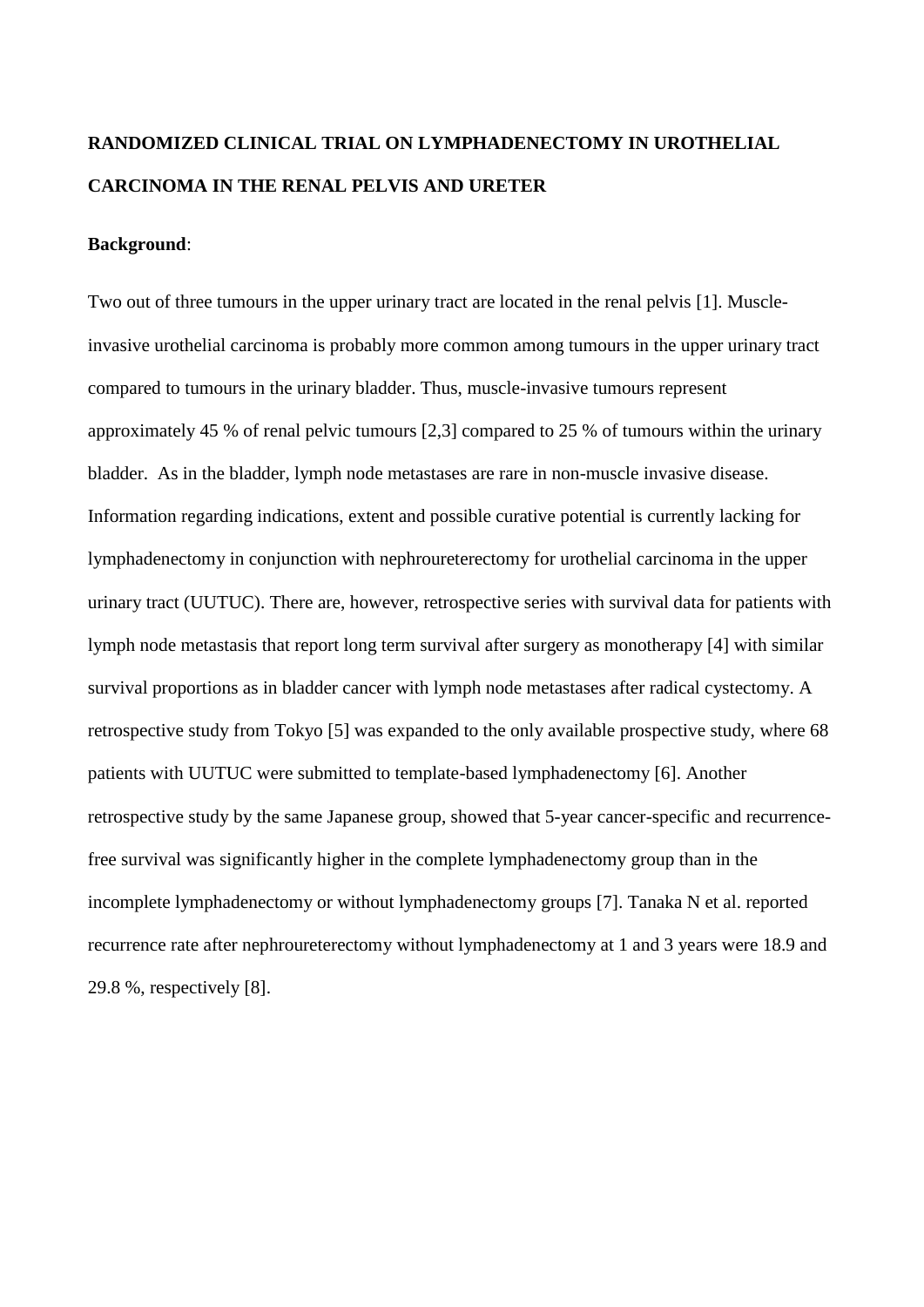# RANDOMIZED CLINICAL TRIAL ON LYMPHADENECTOMY IN UROTHELIAL CARCINOMA IN THE RENAL PELVIS AND URETER

**Background**:

Two out of three tumours in the upper urinary tract are located in the renal pelvis [1]. Muscle-invasive urothelial carcinoma is probably more common among tumours in the upper urinary tract compared to tumours in the urinary bladder. Thus, muscle-invasive tumours represent approximately 45 % of renal pelvic tumours [2,3] compared to 25 % of tumours within the urinary bladder. As in the bladder, lymph node metastases are rare in non-muscle invasive disease. Information regarding indications, extent and possible curative potential is currently lacking for lymphadenectomy in conjunction with nephroureterectomy for urothelial carcinoma in the upper urinary tract (UUTUC). There are, however, retrospective series with survival data for patients with lymph node metastasis that report long term survival after surgery as monotherapy [4] with similar survival proportions as in bladder cancer with lymph node metastases after radical cystectomy. A retrospective study from Tokyo [5] was expanded to the only available prospective study, where 68 patients with UUTUC were submitted to template-based lymphadenectomy [6]. Another retrospective study by the same Japanese group, showed that 5-year cancer-specific and recurrence-free survival was significantly higher in the complete lymphadenectomy group than in the incomplete lymphadenectomy or without lymphadenectomy groups [7]. Tanaka N et al. reported recurrence rate after nephroureterectomy without lymphadenectomy at 1 and 3 years were 18.9 and 29.8 %, respectively [8].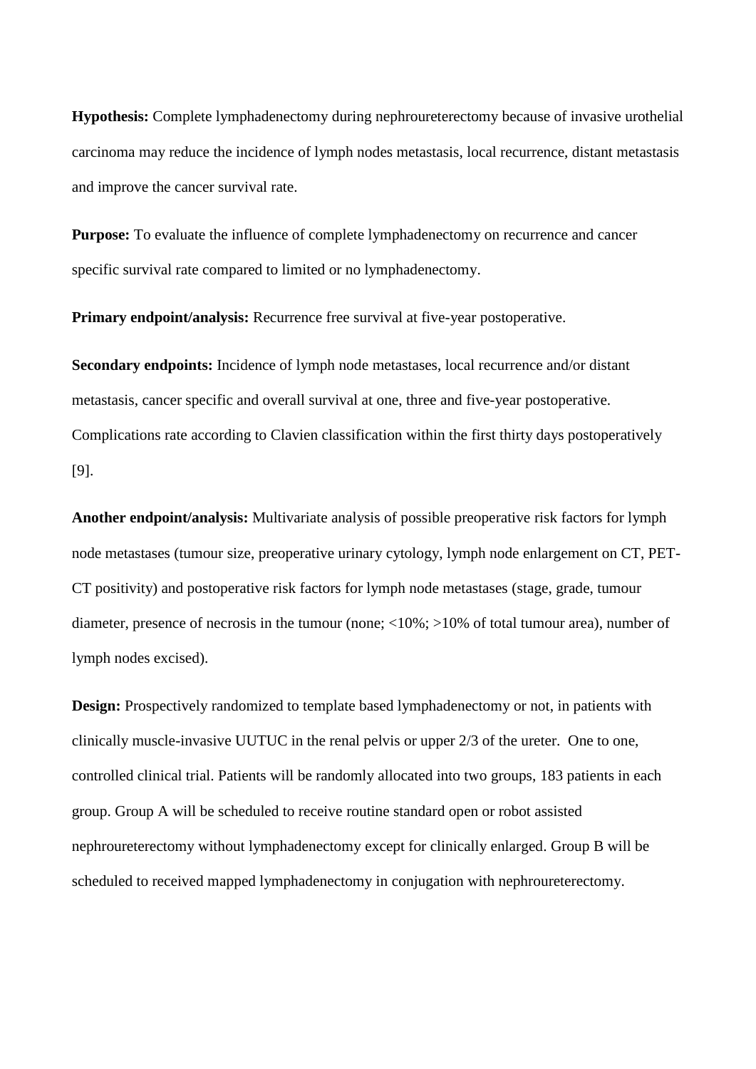**Hypothesis:** Complete lymphadenectomy during nephroureterectomy because of invasive urothelial carcinoma may reduce the incidence of lymph nodes metastasis, local recurrence, distant metastasis and improve the cancer survival rate.

**Purpose:** To evaluate the influence of complete lymphadenectomy on recurrence and cancer specific survival rate compared to limited or no lymphadenectomy.

**Primary endpoint/analysis:** Recurrence free survival at five-year postoperative.

**Secondary endpoints:** Incidence of lymph node metastases, local recurrence and/or distant metastasis, cancer specific and overall survival at one, three and five-year postoperative. Complications rate according to Clavien classification within the first thirty days postoperatively [9].

**Another endpoint/analysis:** Multivariate analysis of possible preoperative risk factors for lymph node metastases (tumour size, preoperative urinary cytology, lymph node enlargement on CT, PET-CT positivity) and postoperative risk factors for lymph node metastases (stage, grade, tumour diameter, presence of necrosis in the tumour (none; <10%; >10% of total tumour area), number of lymph nodes excised).

**Design:** Prospectively randomized to template based lymphadenectomy or not, in patients with clinically muscle-invasive UUTUC in the renal pelvis or upper 2/3 of the ureter. One to one, controlled clinical trial. Patients will be randomly allocated into two groups, 183 patients in each group. Group A will be scheduled to receive routine standard open or robot assisted nephroureterectomy without lymphadenectomy except for clinically enlarged. Group B will be scheduled to received mapped lymphadenectomy in conjugation with nephroureterectomy.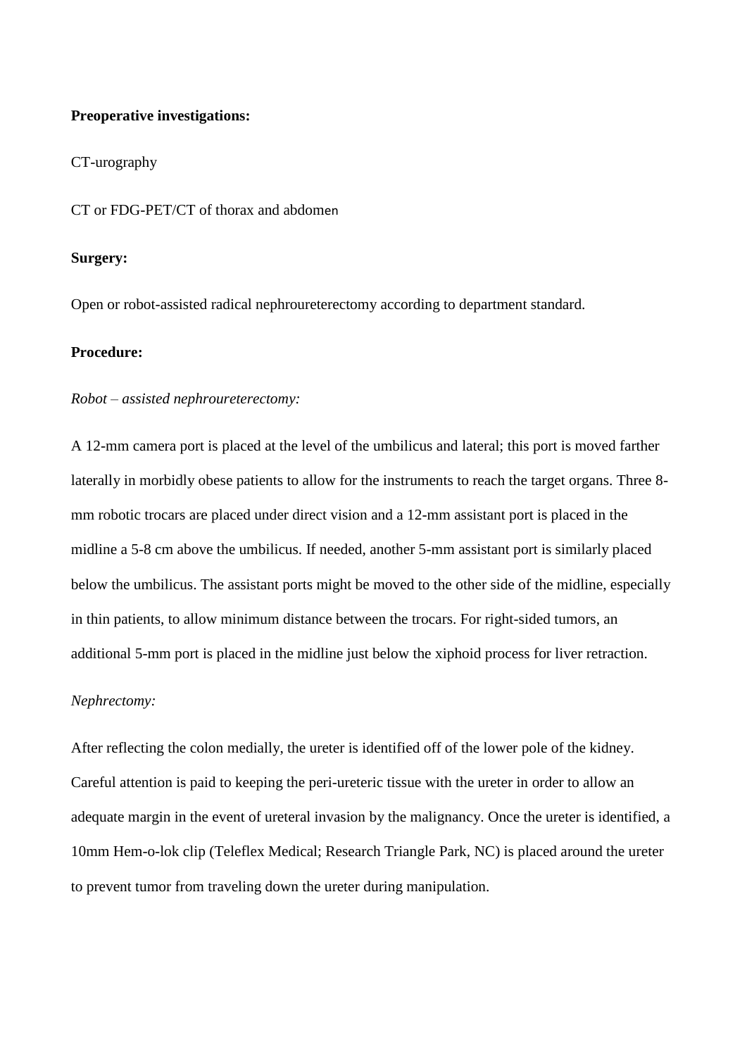**Preoperative investigations:**

CT-urography

CT or FDG-PET/CT of thorax and abdomen

**Surgery:**

Open or robot-assisted radical nephroureterectomy according to department standard.

**Procedure:**

*Robot – assisted nephroureterectomy:*

A 12-mm camera port is placed at the level of the umbilicus and lateral; this port is moved farther laterally in morbidly obese patients to allow for the instruments to reach the target organs. Three 8-mm robotic trocars are placed under direct vision and a 12-mm assistant port is placed in the midline a 5-8 cm above the umbilicus. If needed, another 5-mm assistant port is similarly placed below the umbilicus. The assistant ports might be moved to the other side of the midline, especially in thin patients, to allow minimum distance between the trocars. For right-sided tumors, an additional 5-mm port is placed in the midline just below the xiphoid process for liver retraction.

*Nephrectomy:*

After reflecting the colon medially, the ureter is identified off of the lower pole of the kidney. Careful attention is paid to keeping the peri-ureteric tissue with the ureter in order to allow an adequate margin in the event of ureteral invasion by the malignancy. Once the ureter is identified, a 10mm Hem-o-lok clip (Teleflex Medical; Research Triangle Park, NC) is placed around the ureter to prevent tumor from traveling down the ureter during manipulation.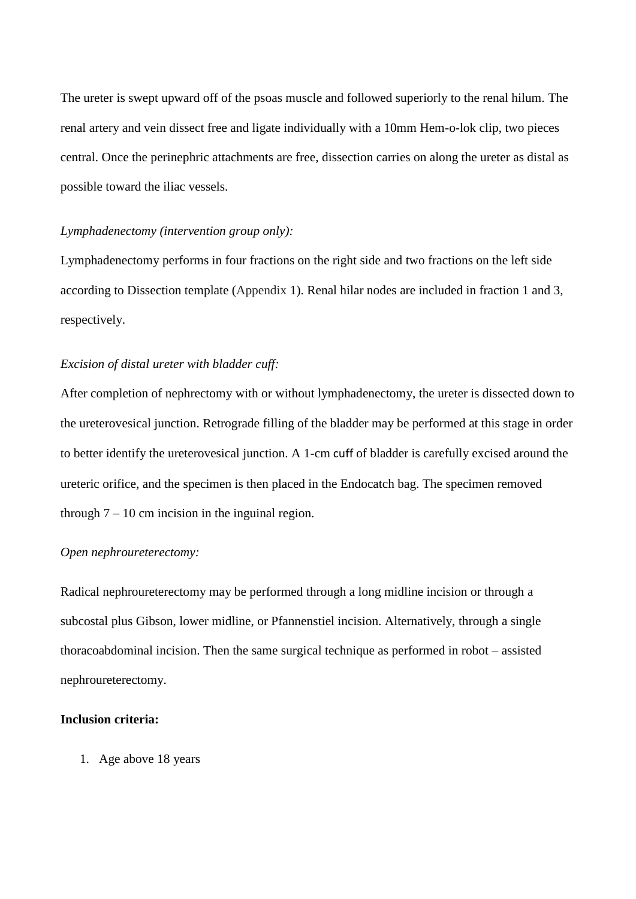The ureter is swept upward off of the psoas muscle and followed superiorly to the renal hilum. The renal artery and vein dissect free and ligate individually with a 10mm Hem-o-lok clip, two pieces central. Once the perinephric attachments are free, dissection carries on along the ureter as distal as possible toward the iliac vessels.

*Lymphadenectomy (intervention group only):*

Lymphadenectomy performs in four fractions on the right side and two fractions on the left side according to Dissection template (Appendix 1). Renal hilar nodes are included in fraction 1 and 3, respectively.

*Excision of distal ureter with bladder cuff:*

After completion of nephrectomy with or without lymphadenectomy, the ureter is dissected down to the ureterovesical junction. Retrograde filling of the bladder may be performed at this stage in order to better identify the ureterovesical junction. A 1-cm cuff of bladder is carefully excised around the ureteric orifice, and the specimen is then placed in the Endocatch bag. The specimen removed through 7 – 10 cm incision in the inguinal region.

*Open nephroureterectomy:*

Radical nephroureterectomy may be performed through a long midline incision or through a subcostal plus Gibson, lower midline, or Pfannenstiel incision. Alternatively, through a single thoracoabdominal incision. Then the same surgical technique as performed in robot – assisted nephroureterectomy.

**Inclusion criteria:**

1. Age above 18 years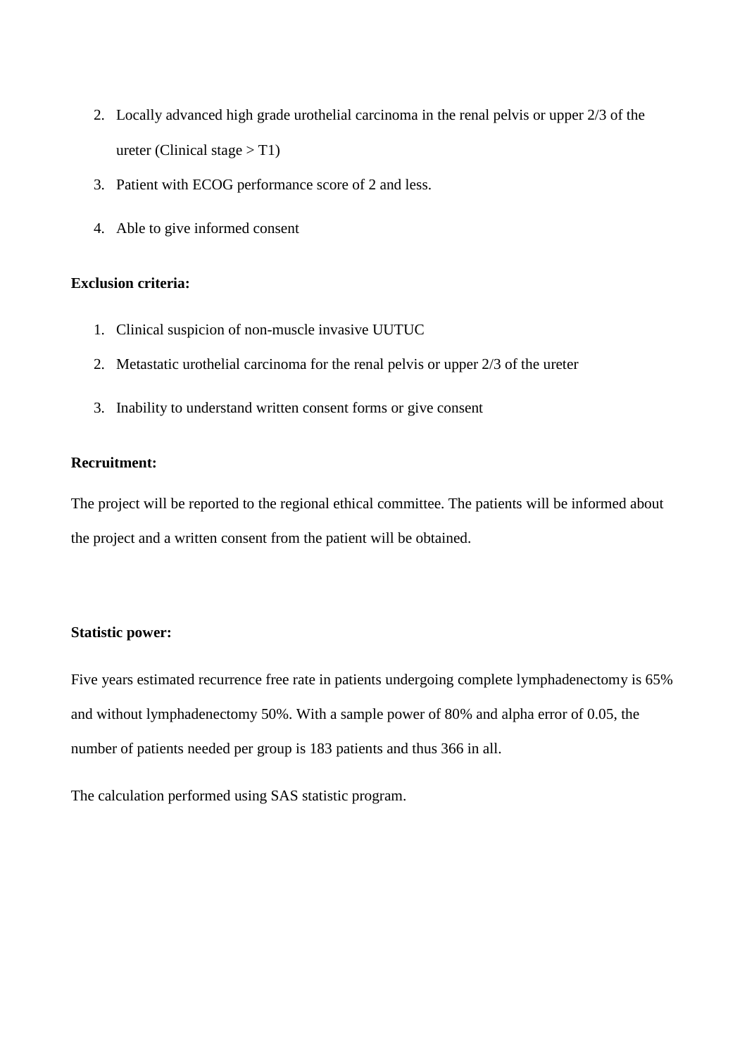2. Locally advanced high grade urothelial carcinoma in the renal pelvis or upper 2/3 of the ureter (Clinical stage > T1)
3. Patient with ECOG performance score of 2 and less.
4. Able to give informed consent

**Exclusion criteria:**

1. Clinical suspicion of non-muscle invasive UUTUC
2. Metastatic urothelial carcinoma for the renal pelvis or upper 2/3 of the ureter
3. Inability to understand written consent forms or give consent

**Recruitment:**

The project will be reported to the regional ethical committee. The patients will be informed about the project and a written consent from the patient will be obtained.

**Statistic power:**

Five years estimated recurrence free rate in patients undergoing complete lymphadenectomy is 65% and without lymphadenectomy 50%. With a sample power of 80% and alpha error of 0.05, the number of patients needed per group is 183 patients and thus 366 in all.

The calculation performed using SAS statistic program.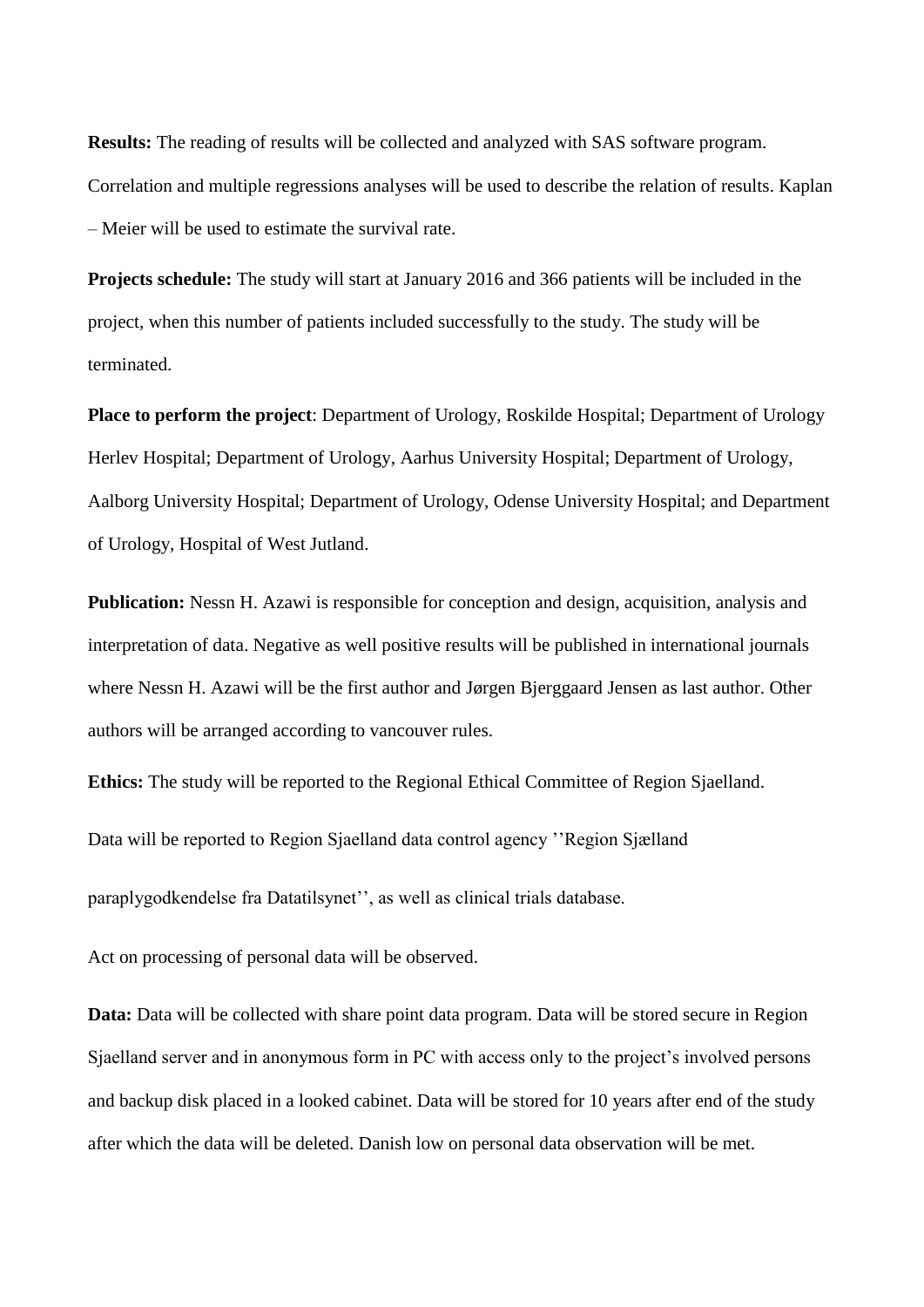**Results:** The reading of results will be collected and analyzed with SAS software program. Correlation and multiple regressions analyses will be used to describe the relation of results. Kaplan – Meier will be used to estimate the survival rate.

**Projects schedule:** The study will start at January 2016 and 366 patients will be included in the project, when this number of patients included successfully to the study. The study will be terminated.

**Place to perform the project**: Department of Urology, Roskilde Hospital; Department of Urology Herlev Hospital; Department of Urology, Aarhus University Hospital; Department of Urology, Aalborg University Hospital; Department of Urology, Odense University Hospital; and Department of Urology, Hospital of West Jutland.

**Publication:** Nessn H. Azawi is responsible for conception and design, acquisition, analysis and interpretation of data. Negative as well positive results will be published in international journals where Nessn H. Azawi will be the first author and Jørgen Bjerggaard Jensen as last author. Other authors will be arranged according to vancouver rules.

**Ethics:** The study will be reported to the Regional Ethical Committee of Region Sjaelland.

Data will be reported to Region Sjaelland data control agency ''Region Sjælland paraplygodkendelse fra Datatilsynet'', as well as clinical trials database.

Act on processing of personal data will be observed.

**Data:** Data will be collected with share point data program. Data will be stored secure in Region Sjaelland server and in anonymous form in PC with access only to the project's involved persons and backup disk placed in a looked cabinet. Data will be stored for 10 years after end of the study after which the data will be deleted. Danish low on personal data observation will be met.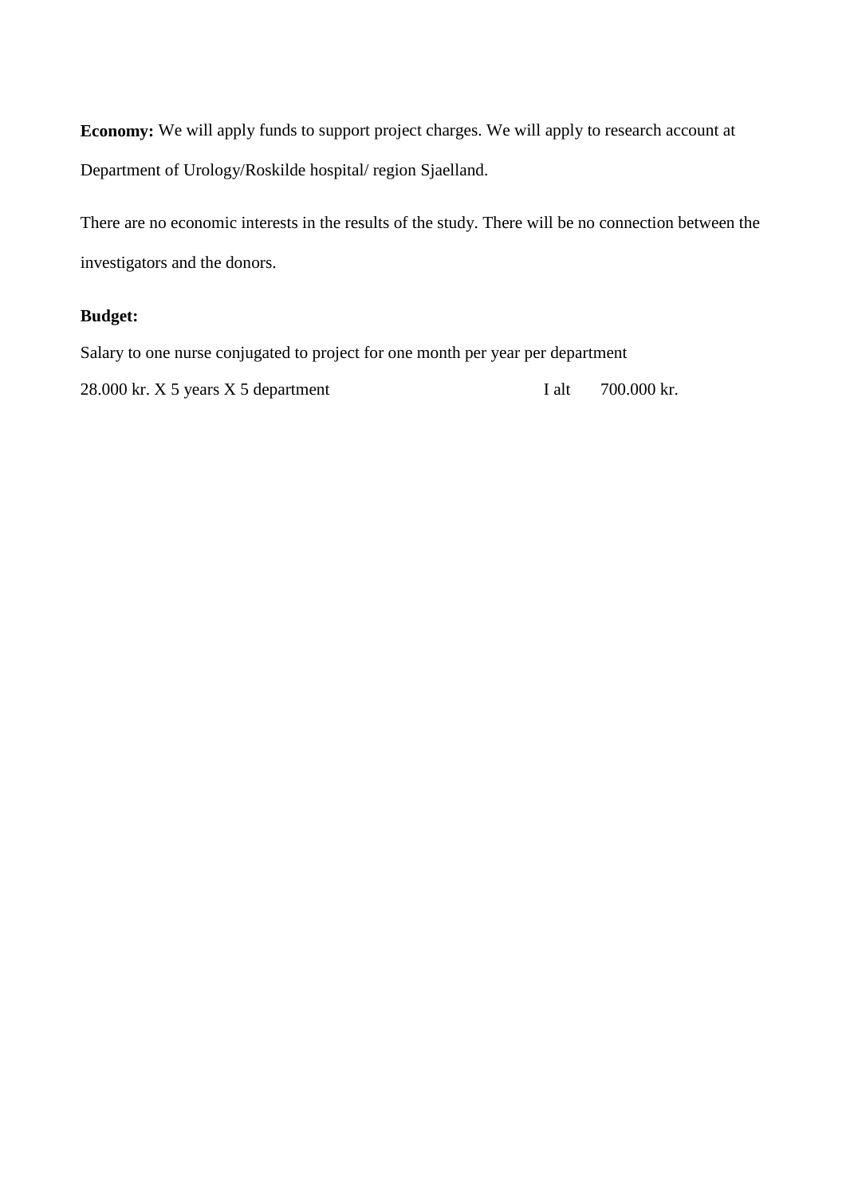**Economy:** We will apply funds to support project charges. We will apply to research account at Department of Urology/Roskilde hospital/ region Sjaelland.

There are no economic interests in the results of the study. There will be no connection between the investigators and the donors.

**Budget:**

Salary to one nurse conjugated to project for one month per year per department

28.000 kr. X 5 years X 5 department I alt 700.000 kr.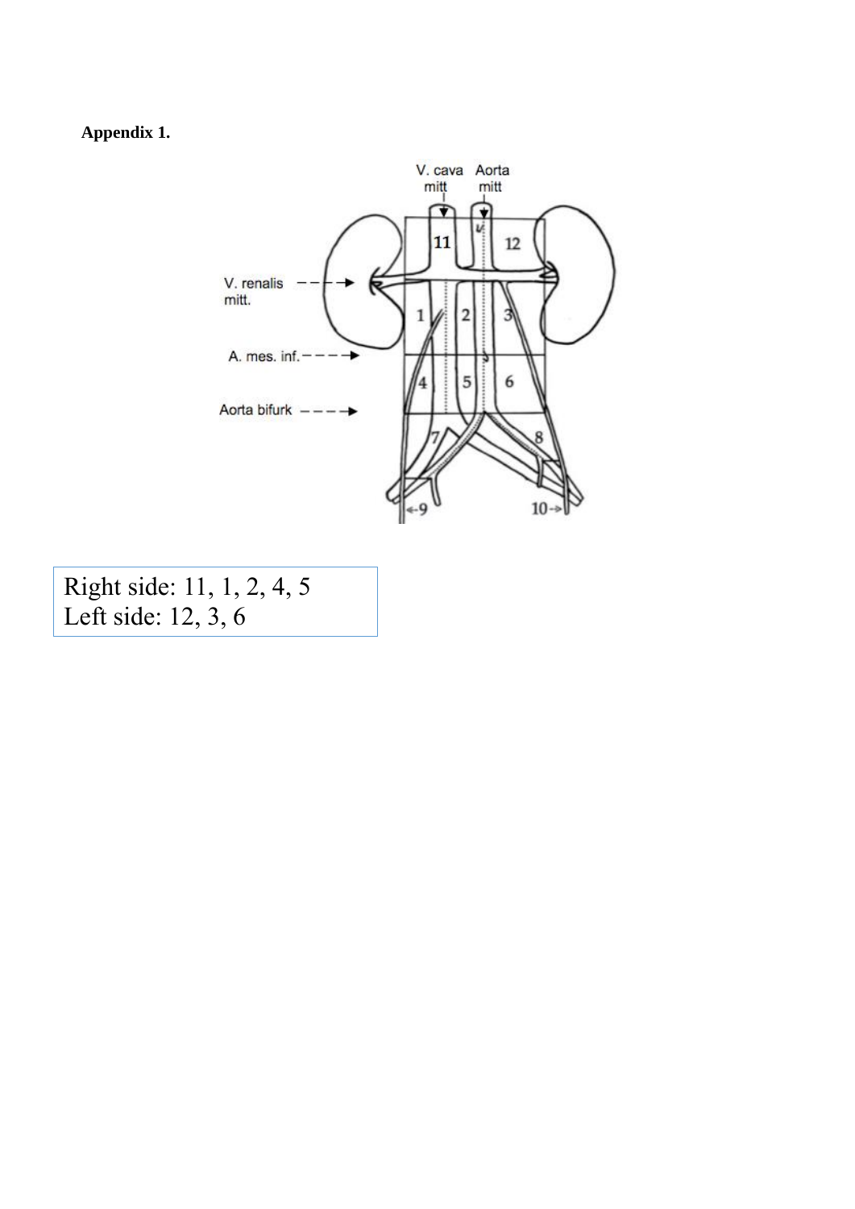**Appendix 1.**

Right side: 11, 1, 2, 4, 5
Left side: 12, 3, 6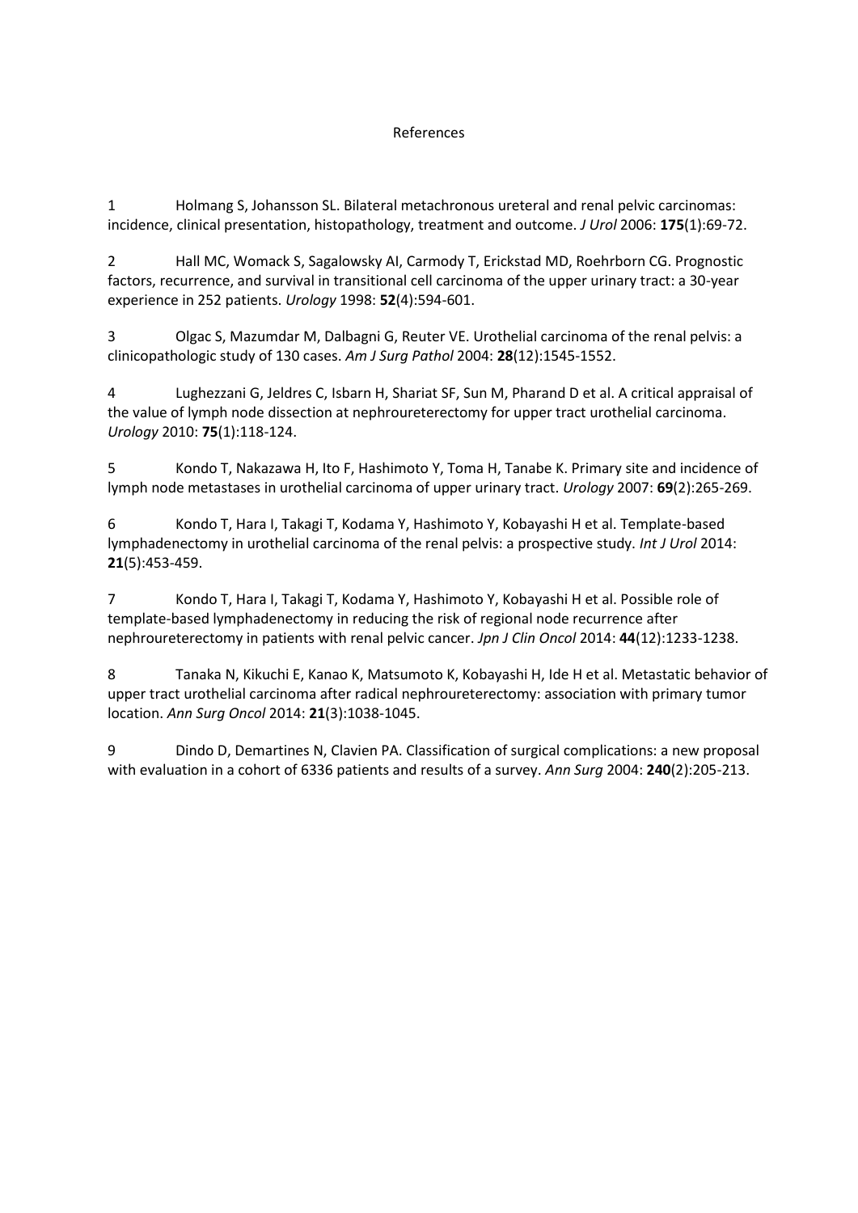# References

1 Holmang S, Johansson SL. Bilateral metachronous ureteral and renal pelvic carcinomas: incidence, clinical presentation, histopathology, treatment and outcome. *J Urol* 2006: **175**(1):69-72.

2 Hall MC, Womack S, Sagalowsky AI, Carmody T, Erickstad MD, Roehrborn CG. Prognostic factors, recurrence, and survival in transitional cell carcinoma of the upper urinary tract: a 30-year experience in 252 patients. *Urology* 1998: **52**(4):594-601.

3 Olgac S, Mazumdar M, Dalbagni G, Reuter VE. Urothelial carcinoma of the renal pelvis: a clinicopathologic study of 130 cases. *Am J Surg Pathol* 2004: **28**(12):1545-1552.

4 Lughezzani G, Jeldres C, Isbarn H, Shariat SF, Sun M, Pharand D et al. A critical appraisal of the value of lymph node dissection at nephroureterectomy for upper tract urothelial carcinoma. *Urology* 2010: **75**(1):118-124.

5 Kondo T, Nakazawa H, Ito F, Hashimoto Y, Toma H, Tanabe K. Primary site and incidence of lymph node metastases in urothelial carcinoma of upper urinary tract. *Urology* 2007: **69**(2):265-269.

6 Kondo T, Hara I, Takagi T, Kodama Y, Hashimoto Y, Kobayashi H et al. Template-based lymphadenectomy in urothelial carcinoma of the renal pelvis: a prospective study. *Int J Urol* 2014: **21**(5):453-459.

7 Kondo T, Hara I, Takagi T, Kodama Y, Hashimoto Y, Kobayashi H et al. Possible role of template-based lymphadenectomy in reducing the risk of regional node recurrence after nephroureterectomy in patients with renal pelvic cancer. *Jpn J Clin Oncol* 2014: **44**(12):1233-1238.

8 Tanaka N, Kikuchi E, Kanao K, Matsumoto K, Kobayashi H, Ide H et al. Metastatic behavior of upper tract urothelial carcinoma after radical nephroureterectomy: association with primary tumor location. *Ann Surg Oncol* 2014: **21**(3):1038-1045.

9 Dindo D, Demartines N, Clavien PA. Classification of surgical complications: a new proposal with evaluation in a cohort of 6336 patients and results of a survey. *Ann Surg* 2004: **240**(2):205-213.